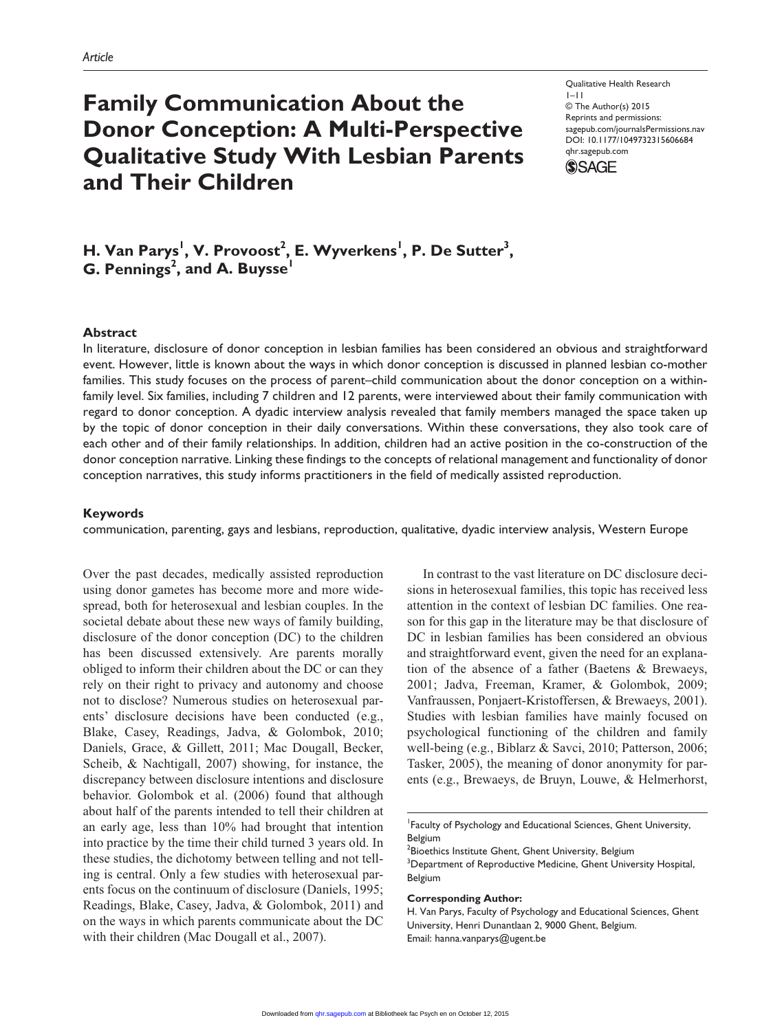*Article*

# Family Communication About the Donor Conception: A Multi-Perspective Qualitative Study With Lesbian Parents and Their Children

Qualitative Health Research
1–11
© The Author(s) 2015
Reprints and permissions: sagepub.com/journalsPermissions.nav
DOI: 10.1177/1049732315606684
qhr.sagepub.com

**H. Van Parys[1], V. Provoost[2], E. Wyverkens[1], P. De Sutter[3], G. Pennings[2], and A. Buysse[1]**

## Abstract

In literature, disclosure of donor conception in lesbian families has been considered an obvious and straightforward event. However, little is known about the ways in which donor conception is discussed in planned lesbian co-mother families. This study focuses on the process of parent–child communication about the donor conception on a within-family level. Six families, including 7 children and 12 parents, were interviewed about their family communication with regard to donor conception. A dyadic interview analysis revealed that family members managed the space taken up by the topic of donor conception in their daily conversations. Within these conversations, they also took care of each other and of their family relationships. In addition, children had an active position in the co-construction of the donor conception narrative. Linking these findings to the concepts of relational management and functionality of donor conception narratives, this study informs practitioners in the field of medically assisted reproduction.

## Keywords

communication, parenting, gays and lesbians, reproduction, qualitative, dyadic interview analysis, Western Europe

Over the past decades, medically assisted reproduction using donor gametes has become more and more widespread, both for heterosexual and lesbian couples. In the societal debate about these new ways of family building, disclosure of the donor conception (DC) to the children has been discussed extensively. Are parents morally obliged to inform their children about the DC or can they rely on their right to privacy and autonomy and choose not to disclose? Numerous studies on heterosexual parents' disclosure decisions have been conducted (e.g., Blake, Casey, Readings, Jadva, & Golombok, 2010; Daniels, Grace, & Gillett, 2011; Mac Dougall, Becker, Scheib, & Nachtigall, 2007) showing, for instance, the discrepancy between disclosure intentions and disclosure behavior. Golombok et al. (2006) found that although about half of the parents intended to tell their children at an early age, less than 10% had brought that intention into practice by the time their child turned 3 years old. In these studies, the dichotomy between telling and not telling is central. Only a few studies with heterosexual parents focus on the continuum of disclosure (Daniels, 1995; Readings, Blake, Casey, Jadva, & Golombok, 2011) and on the ways in which parents communicate about the DC with their children (Mac Dougall et al., 2007).

In contrast to the vast literature on DC disclosure decisions in heterosexual families, this topic has received less attention in the context of lesbian DC families. One reason for this gap in the literature may be that disclosure of DC in lesbian families has been considered an obvious and straightforward event, given the need for an explanation of the absence of a father (Baetens & Brewaeys, 2001; Jadva, Freeman, Kramer, & Golombok, 2009; Vanfraussen, Ponjaert-Kristoffersen, & Brewaeys, 2001). Studies with lesbian families have mainly focused on psychological functioning of the children and family well-being (e.g., Biblarz & Savci, 2010; Patterson, 2006; Tasker, 2005), the meaning of donor anonymity for parents (e.g., Brewaeys, de Bruyn, Louwe, & Helmerhorst,

---

[1]Faculty of Psychology and Educational Sciences, Ghent University, Belgium
[2]Bioethics Institute Ghent, Ghent University, Belgium
[3]Department of Reproductive Medicine, Ghent University Hospital, Belgium

**Corresponding Author:**
H. Van Parys, Faculty of Psychology and Educational Sciences, Ghent University, Henri Dunantlaan 2, 9000 Ghent, Belgium.
Email: hanna.vanparys@ugent.be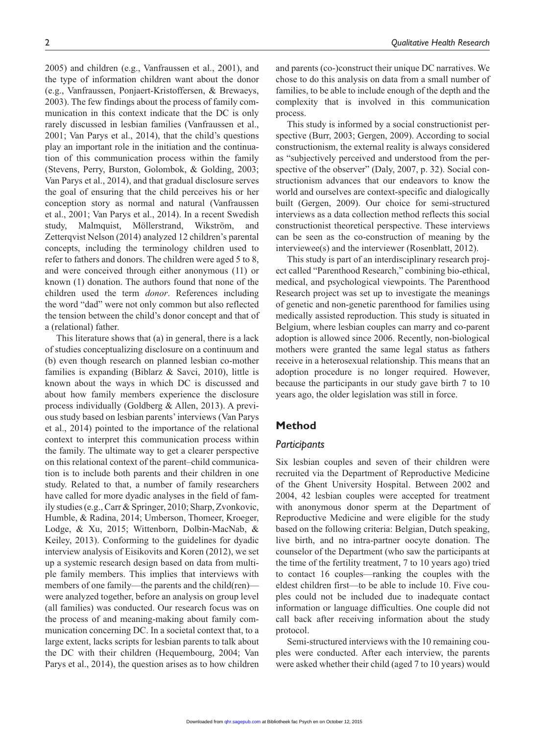2005) and children (e.g., Vanfraussen et al., 2001), and the type of information children want about the donor (e.g., Vanfraussen, Ponjaert-Kristoffersen, & Brewaeys, 2003). The few findings about the process of family communication in this context indicate that the DC is only rarely discussed in lesbian families (Vanfraussen et al., 2001; Van Parys et al., 2014), that the child's questions play an important role in the initiation and the continuation of this communication process within the family (Stevens, Perry, Burston, Golombok, & Golding, 2003; Van Parys et al., 2014), and that gradual disclosure serves the goal of ensuring that the child perceives his or her conception story as normal and natural (Vanfraussen et al., 2001; Van Parys et al., 2014). In a recent Swedish study, Malmquist, Möllerstrand, Wikström, and Zetterqvist Nelson (2014) analyzed 12 children's parental concepts, including the terminology children used to refer to fathers and donors. The children were aged 5 to 8, and were conceived through either anonymous (11) or known (1) donation. The authors found that none of the children used the term *donor*. References including the word "dad" were not only common but also reflected the tension between the child's donor concept and that of a (relational) father.

This literature shows that (a) in general, there is a lack of studies conceptualizing disclosure on a continuum and (b) even though research on planned lesbian co-mother families is expanding (Biblarz & Savci, 2010), little is known about the ways in which DC is discussed and about how family members experience the disclosure process individually (Goldberg & Allen, 2013). A previous study based on lesbian parents' interviews (Van Parys et al., 2014) pointed to the importance of the relational context to interpret this communication process within the family. The ultimate way to get a clearer perspective on this relational context of the parent–child communication is to include both parents and their children in one study. Related to that, a number of family researchers have called for more dyadic analyses in the field of family studies (e.g., Carr & Springer, 2010; Sharp, Zvonkovic, Humble, & Radina, 2014; Umberson, Thomeer, Kroeger, Lodge, & Xu, 2015; Wittenborn, Dolbin-MacNab, & Keiley, 2013). Conforming to the guidelines for dyadic interview analysis of Eisikovits and Koren (2012), we set up a systemic research design based on data from multiple family members. This implies that interviews with members of one family—the parents and the child(ren)—were analyzed together, before an analysis on group level (all families) was conducted. Our research focus was on the process of and meaning-making about family communication concerning DC. In a societal context that, to a large extent, lacks scripts for lesbian parents to talk about the DC with their children (Hequembourg, 2004; Van Parys et al., 2014), the question arises as to how children and parents (co-)construct their unique DC narratives. We chose to do this analysis on data from a small number of families, to be able to include enough of the depth and the complexity that is involved in this communication process.

This study is informed by a social constructionist perspective (Burr, 2003; Gergen, 2009). According to social constructionism, the external reality is always considered as "subjectively perceived and understood from the perspective of the observer" (Daly, 2007, p. 32). Social constructionism advances that our endeavors to know the world and ourselves are context-specific and dialogically built (Gergen, 2009). Our choice for semi-structured interviews as a data collection method reflects this social constructionist theoretical perspective. These interviews can be seen as the co-construction of meaning by the interviewee(s) and the interviewer (Rosenblatt, 2012).

This study is part of an interdisciplinary research project called "Parenthood Research," combining bio-ethical, medical, and psychological viewpoints. The Parenthood Research project was set up to investigate the meanings of genetic and non-genetic parenthood for families using medically assisted reproduction. This study is situated in Belgium, where lesbian couples can marry and co-parent adoption is allowed since 2006. Recently, non-biological mothers were granted the same legal status as fathers receive in a heterosexual relationship. This means that an adoption procedure is no longer required. However, because the participants in our study gave birth 7 to 10 years ago, the older legislation was still in force.

## Method

### Participants

Six lesbian couples and seven of their children were recruited via the Department of Reproductive Medicine of the Ghent University Hospital. Between 2002 and 2004, 42 lesbian couples were accepted for treatment with anonymous donor sperm at the Department of Reproductive Medicine and were eligible for the study based on the following criteria: Belgian, Dutch speaking, live birth, and no intra-partner oocyte donation. The counselor of the Department (who saw the participants at the time of the fertility treatment, 7 to 10 years ago) tried to contact 16 couples—ranking the couples with the eldest children first—to be able to include 10. Five couples could not be included due to inadequate contact information or language difficulties. One couple did not call back after receiving information about the study protocol.

Semi-structured interviews with the 10 remaining couples were conducted. After each interview, the parents were asked whether their child (aged 7 to 10 years) would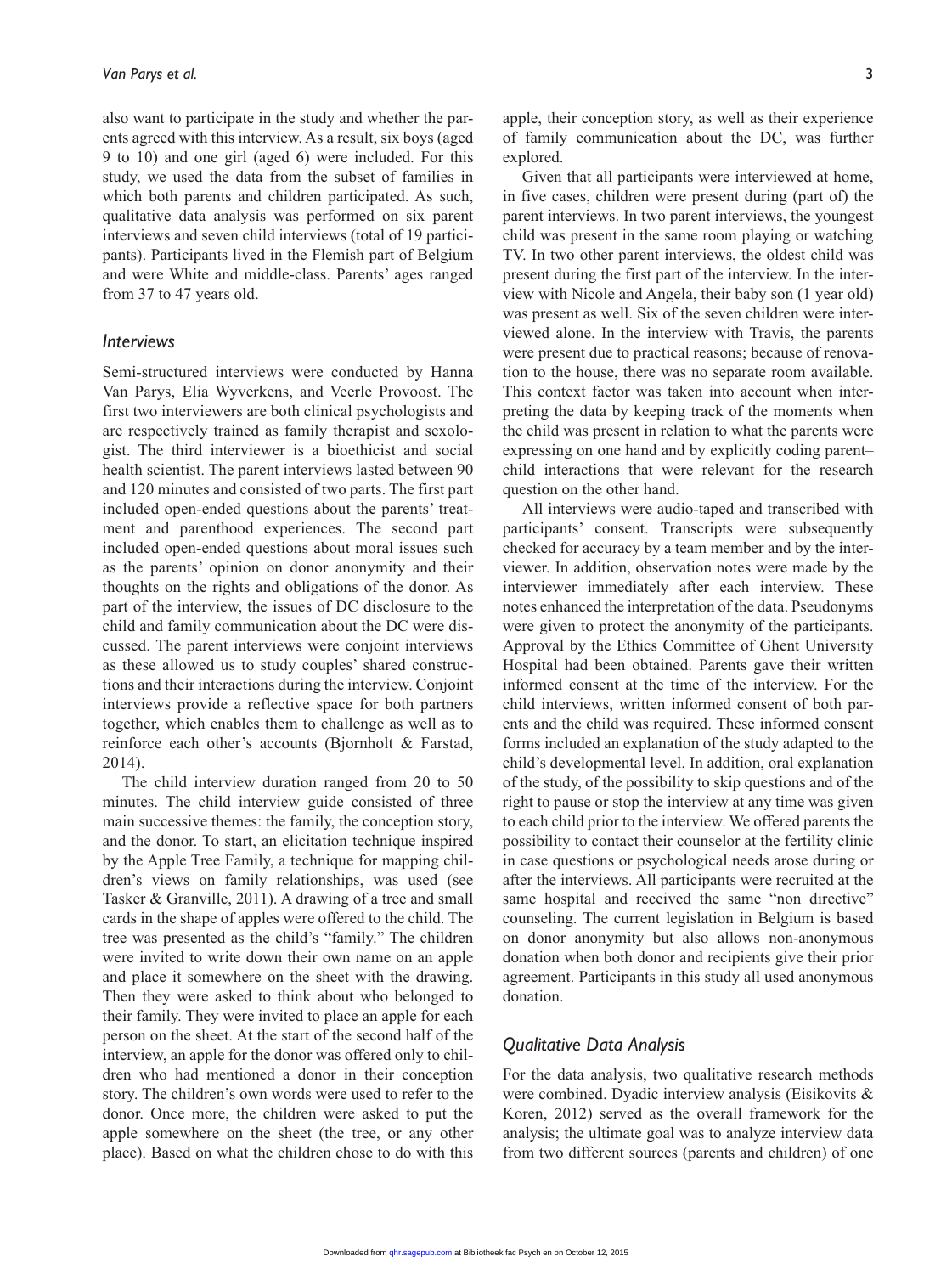also want to participate in the study and whether the parents agreed with this interview. As a result, six boys (aged 9 to 10) and one girl (aged 6) were included. For this study, we used the data from the subset of families in which both parents and children participated. As such, qualitative data analysis was performed on six parent interviews and seven child interviews (total of 19 participants). Participants lived in the Flemish part of Belgium and were White and middle-class. Parents' ages ranged from 37 to 47 years old.

### *Interviews*

Semi-structured interviews were conducted by Hanna Van Parys, Elia Wyverkens, and Veerle Provoost. The first two interviewers are both clinical psychologists and are respectively trained as family therapist and sexologist. The third interviewer is a bioethicist and social health scientist. The parent interviews lasted between 90 and 120 minutes and consisted of two parts. The first part included open-ended questions about the parents' treatment and parenthood experiences. The second part included open-ended questions about moral issues such as the parents' opinion on donor anonymity and their thoughts on the rights and obligations of the donor. As part of the interview, the issues of DC disclosure to the child and family communication about the DC were discussed. The parent interviews were conjoint interviews as these allowed us to study couples' shared constructions and their interactions during the interview. Conjoint interviews provide a reflective space for both partners together, which enables them to challenge as well as to reinforce each other's accounts (Bjornholt & Farstad, 2014).

The child interview duration ranged from 20 to 50 minutes. The child interview guide consisted of three main successive themes: the family, the conception story, and the donor. To start, an elicitation technique inspired by the Apple Tree Family, a technique for mapping children's views on family relationships, was used (see Tasker & Granville, 2011). A drawing of a tree and small cards in the shape of apples were offered to the child. The tree was presented as the child's "family." The children were invited to write down their own name on an apple and place it somewhere on the sheet with the drawing. Then they were asked to think about who belonged to their family. They were invited to place an apple for each person on the sheet. At the start of the second half of the interview, an apple for the donor was offered only to children who had mentioned a donor in their conception story. The children's own words were used to refer to the donor. Once more, the children were asked to put the apple somewhere on the sheet (the tree, or any other place). Based on what the children chose to do with this apple, their conception story, as well as their experience of family communication about the DC, was further explored.

Given that all participants were interviewed at home, in five cases, children were present during (part of) the parent interviews. In two parent interviews, the youngest child was present in the same room playing or watching TV. In two other parent interviews, the oldest child was present during the first part of the interview. In the interview with Nicole and Angela, their baby son (1 year old) was present as well. Six of the seven children were interviewed alone. In the interview with Travis, the parents were present due to practical reasons; because of renovation to the house, there was no separate room available. This context factor was taken into account when interpreting the data by keeping track of the moments when the child was present in relation to what the parents were expressing on one hand and by explicitly coding parent–child interactions that were relevant for the research question on the other hand.

All interviews were audio-taped and transcribed with participants' consent. Transcripts were subsequently checked for accuracy by a team member and by the interviewer. In addition, observation notes were made by the interviewer immediately after each interview. These notes enhanced the interpretation of the data. Pseudonyms were given to protect the anonymity of the participants. Approval by the Ethics Committee of Ghent University Hospital had been obtained. Parents gave their written informed consent at the time of the interview. For the child interviews, written informed consent of both parents and the child was required. These informed consent forms included an explanation of the study adapted to the child's developmental level. In addition, oral explanation of the study, of the possibility to skip questions and of the right to pause or stop the interview at any time was given to each child prior to the interview. We offered parents the possibility to contact their counselor at the fertility clinic in case questions or psychological needs arose during or after the interviews. All participants were recruited at the same hospital and received the same "non directive" counseling. The current legislation in Belgium is based on donor anonymity but also allows non-anonymous donation when both donor and recipients give their prior agreement. Participants in this study all used anonymous donation.

### *Qualitative Data Analysis*

For the data analysis, two qualitative research methods were combined. Dyadic interview analysis (Eisikovits & Koren, 2012) served as the overall framework for the analysis; the ultimate goal was to analyze interview data from two different sources (parents and children) of one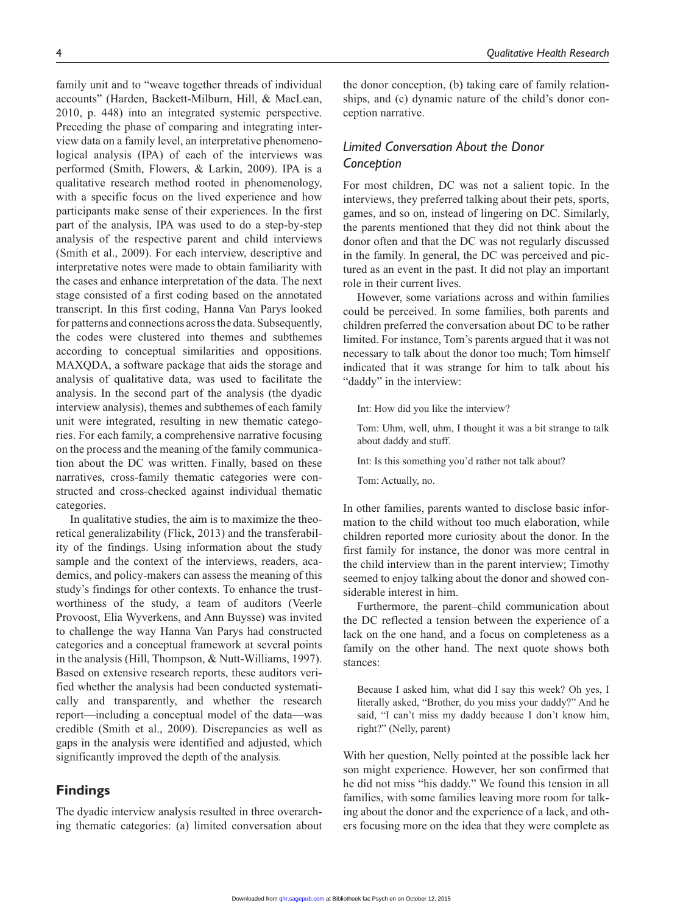family unit and to "weave together threads of individual accounts" (Harden, Backett-Milburn, Hill, & MacLean, 2010, p. 448) into an integrated systemic perspective. Preceding the phase of comparing and integrating interview data on a family level, an interpretative phenomenological analysis (IPA) of each of the interviews was performed (Smith, Flowers, & Larkin, 2009). IPA is a qualitative research method rooted in phenomenology, with a specific focus on the lived experience and how participants make sense of their experiences. In the first part of the analysis, IPA was used to do a step-by-step analysis of the respective parent and child interviews (Smith et al., 2009). For each interview, descriptive and interpretative notes were made to obtain familiarity with the cases and enhance interpretation of the data. The next stage consisted of a first coding based on the annotated transcript. In this first coding, Hanna Van Parys looked for patterns and connections across the data. Subsequently, the codes were clustered into themes and subthemes according to conceptual similarities and oppositions. MAXQDA, a software package that aids the storage and analysis of qualitative data, was used to facilitate the analysis. In the second part of the analysis (the dyadic interview analysis), themes and subthemes of each family unit were integrated, resulting in new thematic categories. For each family, a comprehensive narrative focusing on the process and the meaning of the family communication about the DC was written. Finally, based on these narratives, cross-family thematic categories were constructed and cross-checked against individual thematic categories.

In qualitative studies, the aim is to maximize the theoretical generalizability (Flick, 2013) and the transferability of the findings. Using information about the study sample and the context of the interviews, readers, academics, and policy-makers can assess the meaning of this study's findings for other contexts. To enhance the trustworthiness of the study, a team of auditors (Veerle Provoost, Elia Wyverkens, and Ann Buysse) was invited to challenge the way Hanna Van Parys had constructed categories and a conceptual framework at several points in the analysis (Hill, Thompson, & Nutt-Williams, 1997). Based on extensive research reports, these auditors verified whether the analysis had been conducted systematically and transparently, and whether the research report—including a conceptual model of the data—was credible (Smith et al., 2009). Discrepancies as well as gaps in the analysis were identified and adjusted, which significantly improved the depth of the analysis.

## Findings

The dyadic interview analysis resulted in three overarching thematic categories: (a) limited conversation about the donor conception, (b) taking care of family relationships, and (c) dynamic nature of the child's donor conception narrative.

### *Limited Conversation About the Donor Conception*

For most children, DC was not a salient topic. In the interviews, they preferred talking about their pets, sports, games, and so on, instead of lingering on DC. Similarly, the parents mentioned that they did not think about the donor often and that the DC was not regularly discussed in the family. In general, the DC was perceived and pictured as an event in the past. It did not play an important role in their current lives.

However, some variations across and within families could be perceived. In some families, both parents and children preferred the conversation about DC to be rather limited. For instance, Tom's parents argued that it was not necessary to talk about the donor too much; Tom himself indicated that it was strange for him to talk about his "daddy" in the interview:

> Int: How did you like the interview?
>
> Tom: Uhm, well, uhm, I thought it was a bit strange to talk about daddy and stuff.
>
> Int: Is this something you'd rather not talk about?
>
> Tom: Actually, no.

In other families, parents wanted to disclose basic information to the child without too much elaboration, while children reported more curiosity about the donor. In the first family for instance, the donor was more central in the child interview than in the parent interview; Timothy seemed to enjoy talking about the donor and showed considerable interest in him.

Furthermore, the parent–child communication about the DC reflected a tension between the experience of a lack on the one hand, and a focus on completeness as a family on the other hand. The next quote shows both stances:

> Because I asked him, what did I say this week? Oh yes, I literally asked, "Brother, do you miss your daddy?" And he said, "I can't miss my daddy because I don't know him, right?" (Nelly, parent)

With her question, Nelly pointed at the possible lack her son might experience. However, her son confirmed that he did not miss "his daddy." We found this tension in all families, with some families leaving more room for talking about the donor and the experience of a lack, and others focusing more on the idea that they were complete as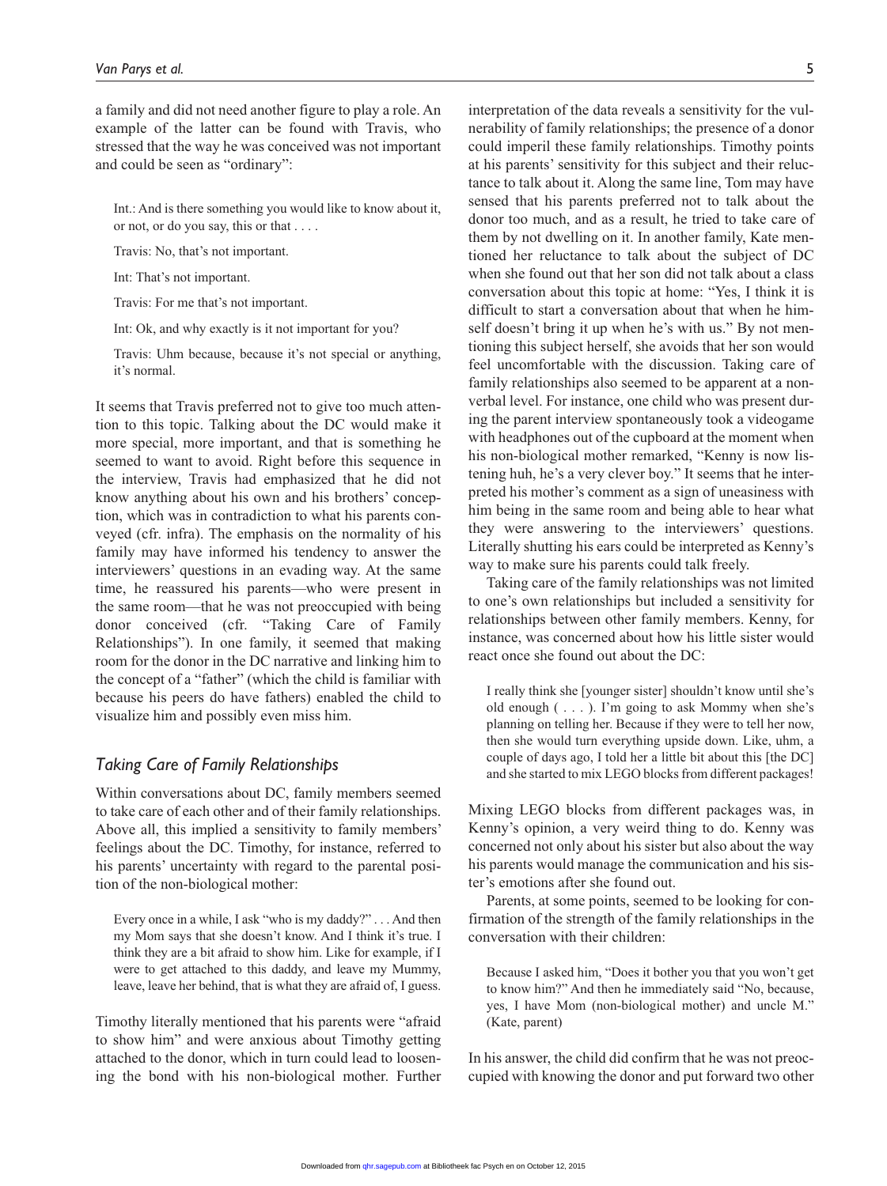a family and did not need another figure to play a role. An example of the latter can be found with Travis, who stressed that the way he was conceived was not important and could be seen as "ordinary":

> Int.: And is there something you would like to know about it, or not, or do you say, this or that . . . .
>
> Travis: No, that's not important.
>
> Int: That's not important.
>
> Travis: For me that's not important.
>
> Int: Ok, and why exactly is it not important for you?
>
> Travis: Uhm because, because it's not special or anything, it's normal.

It seems that Travis preferred not to give too much attention to this topic. Talking about the DC would make it more special, more important, and that is something he seemed to want to avoid. Right before this sequence in the interview, Travis had emphasized that he did not know anything about his own and his brothers' conception, which was in contradiction to what his parents conveyed (cfr. infra). The emphasis on the normality of his family may have informed his tendency to answer the interviewers' questions in an evading way. At the same time, he reassured his parents—who were present in the same room—that he was not preoccupied with being donor conceived (cfr. "Taking Care of Family Relationships"). In one family, it seemed that making room for the donor in the DC narrative and linking him to the concept of a "father" (which the child is familiar with because his peers do have fathers) enabled the child to visualize him and possibly even miss him.

### *Taking Care of Family Relationships*

Within conversations about DC, family members seemed to take care of each other and of their family relationships. Above all, this implied a sensitivity to family members' feelings about the DC. Timothy, for instance, referred to his parents' uncertainty with regard to the parental position of the non-biological mother:

> Every once in a while, I ask "who is my daddy?" . . . And then my Mom says that she doesn't know. And I think it's true. I think they are a bit afraid to show him. Like for example, if I were to get attached to this daddy, and leave my Mummy, leave, leave her behind, that is what they are afraid of, I guess.

Timothy literally mentioned that his parents were "afraid to show him" and were anxious about Timothy getting attached to the donor, which in turn could lead to loosening the bond with his non-biological mother. Further interpretation of the data reveals a sensitivity for the vulnerability of family relationships; the presence of a donor could imperil these family relationships. Timothy points at his parents' sensitivity for this subject and their reluctance to talk about it. Along the same line, Tom may have sensed that his parents preferred not to talk about the donor too much, and as a result, he tried to take care of them by not dwelling on it. In another family, Kate mentioned her reluctance to talk about the subject of DC when she found out that her son did not talk about a class conversation about this topic at home: "Yes, I think it is difficult to start a conversation about that when he himself doesn't bring it up when he's with us." By not mentioning this subject herself, she avoids that her son would feel uncomfortable with the discussion. Taking care of family relationships also seemed to be apparent at a nonverbal level. For instance, one child who was present during the parent interview spontaneously took a videogame with headphones out of the cupboard at the moment when his non-biological mother remarked, "Kenny is now listening huh, he's a very clever boy." It seems that he interpreted his mother's comment as a sign of uneasiness with him being in the same room and being able to hear what they were answering to the interviewers' questions. Literally shutting his ears could be interpreted as Kenny's way to make sure his parents could talk freely.

Taking care of the family relationships was not limited to one's own relationships but included a sensitivity for relationships between other family members. Kenny, for instance, was concerned about how his little sister would react once she found out about the DC:

> I really think she [younger sister] shouldn't know until she's old enough ( . . . ). I'm going to ask Mommy when she's planning on telling her. Because if they were to tell her now, then she would turn everything upside down. Like, uhm, a couple of days ago, I told her a little bit about this [the DC] and she started to mix LEGO blocks from different packages!

Mixing LEGO blocks from different packages was, in Kenny's opinion, a very weird thing to do. Kenny was concerned not only about his sister but also about the way his parents would manage the communication and his sister's emotions after she found out.

Parents, at some points, seemed to be looking for confirmation of the strength of the family relationships in the conversation with their children:

> Because I asked him, "Does it bother you that you won't get to know him?" And then he immediately said "No, because, yes, I have Mom (non-biological mother) and uncle M." (Kate, parent)

In his answer, the child did confirm that he was not preoccupied with knowing the donor and put forward two other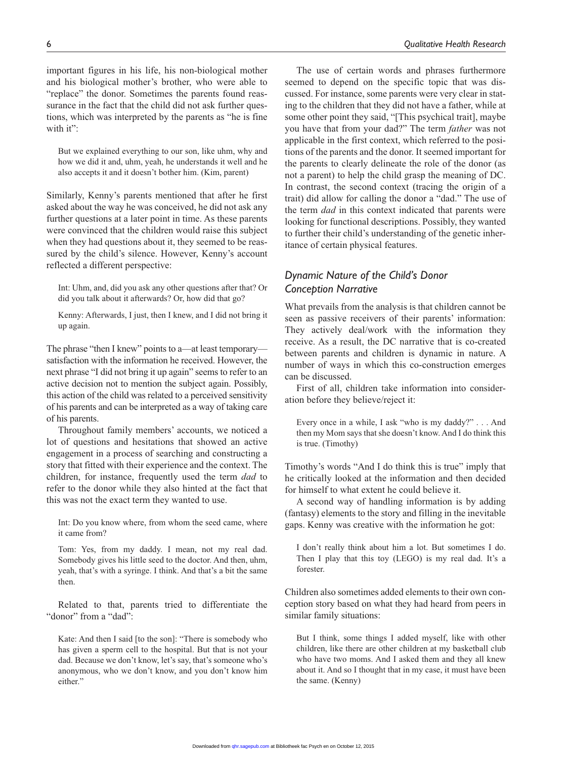important figures in his life, his non-biological mother and his biological mother's brother, who were able to "replace" the donor. Sometimes the parents found reassurance in the fact that the child did not ask further questions, which was interpreted by the parents as "he is fine with it":

> But we explained everything to our son, like uhm, why and how we did it and, uhm, yeah, he understands it well and he also accepts it and it doesn't bother him. (Kim, parent)

Similarly, Kenny's parents mentioned that after he first asked about the way he was conceived, he did not ask any further questions at a later point in time. As these parents were convinced that the children would raise this subject when they had questions about it, they seemed to be reassured by the child's silence. However, Kenny's account reflected a different perspective:

> Int: Uhm, and, did you ask any other questions after that? Or did you talk about it afterwards? Or, how did that go?
>
> Kenny: Afterwards, I just, then I knew, and I did not bring it up again.

The phrase "then I knew" points to a—at least temporary—satisfaction with the information he received. However, the next phrase "I did not bring it up again" seems to refer to an active decision not to mention the subject again. Possibly, this action of the child was related to a perceived sensitivity of his parents and can be interpreted as a way of taking care of his parents.

Throughout family members' accounts, we noticed a lot of questions and hesitations that showed an active engagement in a process of searching and constructing a story that fitted with their experience and the context. The children, for instance, frequently used the term *dad* to refer to the donor while they also hinted at the fact that this was not the exact term they wanted to use.

> Int: Do you know where, from whom the seed came, where it came from?
>
> Tom: Yes, from my daddy. I mean, not my real dad. Somebody gives his little seed to the doctor. And then, uhm, yeah, that's with a syringe. I think. And that's a bit the same then.

Related to that, parents tried to differentiate the "donor" from a "dad":

> Kate: And then I said [to the son]: "There is somebody who has given a sperm cell to the hospital. But that is not your dad. Because we don't know, let's say, that's someone who's anonymous, who we don't know, and you don't know him either."

The use of certain words and phrases furthermore seemed to depend on the specific topic that was discussed. For instance, some parents were very clear in stating to the children that they did not have a father, while at some other point they said, "[This psychical trait], maybe you have that from your dad?" The term *father* was not applicable in the first context, which referred to the positions of the parents and the donor. It seemed important for the parents to clearly delineate the role of the donor (as not a parent) to help the child grasp the meaning of DC. In contrast, the second context (tracing the origin of a trait) did allow for calling the donor a "dad." The use of the term *dad* in this context indicated that parents were looking for functional descriptions. Possibly, they wanted to further their child's understanding of the genetic inheritance of certain physical features.

### *Dynamic Nature of the Child's Donor Conception Narrative*

What prevails from the analysis is that children cannot be seen as passive receivers of their parents' information: They actively deal/work with the information they receive. As a result, the DC narrative that is co-created between parents and children is dynamic in nature. A number of ways in which this co-construction emerges can be discussed.

First of all, children take information into consideration before they believe/reject it:

> Every once in a while, I ask "who is my daddy?" . . . And then my Mom says that she doesn't know. And I do think this is true. (Timothy)

Timothy's words "And I do think this is true" imply that he critically looked at the information and then decided for himself to what extent he could believe it.

A second way of handling information is by adding (fantasy) elements to the story and filling in the inevitable gaps. Kenny was creative with the information he got:

> I don't really think about him a lot. But sometimes I do. Then I play that this toy (LEGO) is my real dad. It's a forester.

Children also sometimes added elements to their own conception story based on what they had heard from peers in similar family situations:

> But I think, some things I added myself, like with other children, like there are other children at my basketball club who have two moms. And I asked them and they all knew about it. And so I thought that in my case, it must have been the same. (Kenny)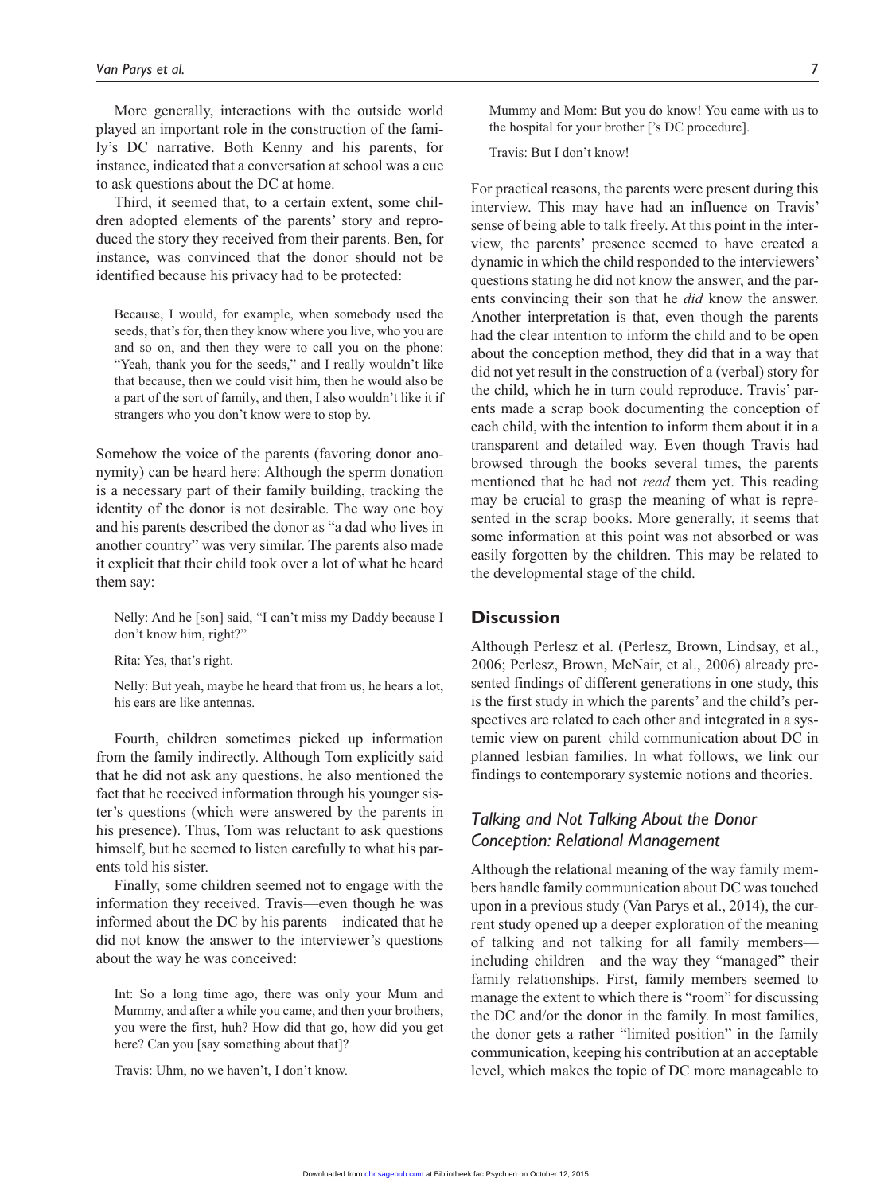More generally, interactions with the outside world played an important role in the construction of the family's DC narrative. Both Kenny and his parents, for instance, indicated that a conversation at school was a cue to ask questions about the DC at home.

Third, it seemed that, to a certain extent, some children adopted elements of the parents' story and reproduced the story they received from their parents. Ben, for instance, was convinced that the donor should not be identified because his privacy had to be protected:

> Because, I would, for example, when somebody used the seeds, that's for, then they know where you live, who you are and so on, and then they were to call you on the phone: "Yeah, thank you for the seeds," and I really wouldn't like that because, then we could visit him, then he would also be a part of the sort of family, and then, I also wouldn't like it if strangers who you don't know were to stop by.

Somehow the voice of the parents (favoring donor anonymity) can be heard here: Although the sperm donation is a necessary part of their family building, tracking the identity of the donor is not desirable. The way one boy and his parents described the donor as "a dad who lives in another country" was very similar. The parents also made it explicit that their child took over a lot of what he heard them say:

> Nelly: And he [son] said, "I can't miss my Daddy because I don't know him, right?"
>
> Rita: Yes, that's right.
>
> Nelly: But yeah, maybe he heard that from us, he hears a lot, his ears are like antennas.

Fourth, children sometimes picked up information from the family indirectly. Although Tom explicitly said that he did not ask any questions, he also mentioned the fact that he received information through his younger sister's questions (which were answered by the parents in his presence). Thus, Tom was reluctant to ask questions himself, but he seemed to listen carefully to what his parents told his sister.

Finally, some children seemed not to engage with the information they received. Travis—even though he was informed about the DC by his parents—indicated that he did not know the answer to the interviewer's questions about the way he was conceived:

> Int: So a long time ago, there was only your Mum and Mummy, and after a while you came, and then your brothers, you were the first, huh? How did that go, how did you get here? Can you [say something about that]?
>
> Travis: Uhm, no we haven't, I don't know.
>
> Mummy and Mom: But you do know! You came with us to the hospital for your brother ['s DC procedure].
>
> Travis: But I don't know!

For practical reasons, the parents were present during this interview. This may have had an influence on Travis' sense of being able to talk freely. At this point in the interview, the parents' presence seemed to have created a dynamic in which the child responded to the interviewers' questions stating he did not know the answer, and the parents convincing their son that he *did* know the answer. Another interpretation is that, even though the parents had the clear intention to inform the child and to be open about the conception method, they did that in a way that did not yet result in the construction of a (verbal) story for the child, which he in turn could reproduce. Travis' parents made a scrap book documenting the conception of each child, with the intention to inform them about it in a transparent and detailed way. Even though Travis had browsed through the books several times, the parents mentioned that he had not *read* them yet. This reading may be crucial to grasp the meaning of what is represented in the scrap books. More generally, it seems that some information at this point was not absorbed or was easily forgotten by the children. This may be related to the developmental stage of the child.

## Discussion

Although Perlesz et al. (Perlesz, Brown, Lindsay, et al., 2006; Perlesz, Brown, McNair, et al., 2006) already presented findings of different generations in one study, this is the first study in which the parents' and the child's perspectives are related to each other and integrated in a systemic view on parent–child communication about DC in planned lesbian families. In what follows, we link our findings to contemporary systemic notions and theories.

### *Talking and Not Talking About the Donor Conception: Relational Management*

Although the relational meaning of the way family members handle family communication about DC was touched upon in a previous study (Van Parys et al., 2014), the current study opened up a deeper exploration of the meaning of talking and not talking for all family members—including children—and the way they "managed" their family relationships. First, family members seemed to manage the extent to which there is "room" for discussing the DC and/or the donor in the family. In most families, the donor gets a rather "limited position" in the family communication, keeping his contribution at an acceptable level, which makes the topic of DC more manageable to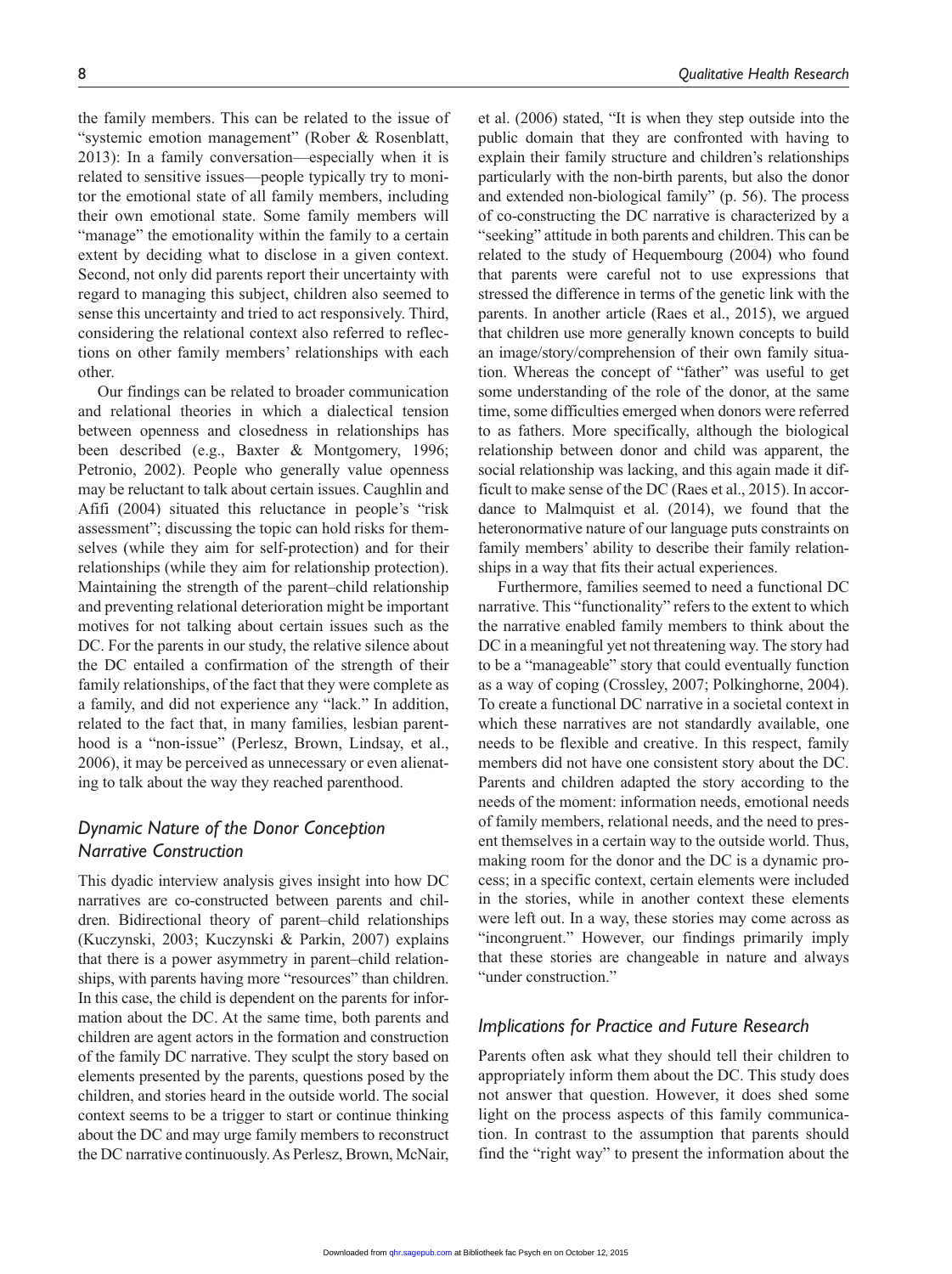the family members. This can be related to the issue of "systemic emotion management" (Rober & Rosenblatt, 2013): In a family conversation—especially when it is related to sensitive issues—people typically try to monitor the emotional state of all family members, including their own emotional state. Some family members will "manage" the emotionality within the family to a certain extent by deciding what to disclose in a given context. Second, not only did parents report their uncertainty with regard to managing this subject, children also seemed to sense this uncertainty and tried to act responsively. Third, considering the relational context also referred to reflections on other family members' relationships with each other.

Our findings can be related to broader communication and relational theories in which a dialectical tension between openness and closedness in relationships has been described (e.g., Baxter & Montgomery, 1996; Petronio, 2002). People who generally value openness may be reluctant to talk about certain issues. Caughlin and Afifi (2004) situated this reluctance in people's "risk assessment"; discussing the topic can hold risks for themselves (while they aim for self-protection) and for their relationships (while they aim for relationship protection). Maintaining the strength of the parent–child relationship and preventing relational deterioration might be important motives for not talking about certain issues such as the DC. For the parents in our study, the relative silence about the DC entailed a confirmation of the strength of their family relationships, of the fact that they were complete as a family, and did not experience any "lack." In addition, related to the fact that, in many families, lesbian parenthood is a "non-issue" (Perlesz, Brown, Lindsay, et al., 2006), it may be perceived as unnecessary or even alienating to talk about the way they reached parenthood.

## *Dynamic Nature of the Donor Conception Narrative Construction*

This dyadic interview analysis gives insight into how DC narratives are co-constructed between parents and children. Bidirectional theory of parent–child relationships (Kuczynski, 2003; Kuczynski & Parkin, 2007) explains that there is a power asymmetry in parent–child relationships, with parents having more "resources" than children. In this case, the child is dependent on the parents for information about the DC. At the same time, both parents and children are agent actors in the formation and construction of the family DC narrative. They sculpt the story based on elements presented by the parents, questions posed by the children, and stories heard in the outside world. The social context seems to be a trigger to start or continue thinking about the DC and may urge family members to reconstruct the DC narrative continuously. As Perlesz, Brown, McNair, et al. (2006) stated, "It is when they step outside into the public domain that they are confronted with having to explain their family structure and children's relationships particularly with the non-birth parents, but also the donor and extended non-biological family" (p. 56). The process of co-constructing the DC narrative is characterized by a "seeking" attitude in both parents and children. This can be related to the study of Hequembourg (2004) who found that parents were careful not to use expressions that stressed the difference in terms of the genetic link with the parents. In another article (Raes et al., 2015), we argued that children use more generally known concepts to build an image/story/comprehension of their own family situation. Whereas the concept of "father" was useful to get some understanding of the role of the donor, at the same time, some difficulties emerged when donors were referred to as fathers. More specifically, although the biological relationship between donor and child was apparent, the social relationship was lacking, and this again made it difficult to make sense of the DC (Raes et al., 2015). In accordance to Malmquist et al. (2014), we found that the heteronormative nature of our language puts constraints on family members' ability to describe their family relationships in a way that fits their actual experiences.

Furthermore, families seemed to need a functional DC narrative. This "functionality" refers to the extent to which the narrative enabled family members to think about the DC in a meaningful yet not threatening way. The story had to be a "manageable" story that could eventually function as a way of coping (Crossley, 2007; Polkinghorne, 2004). To create a functional DC narrative in a societal context in which these narratives are not standardly available, one needs to be flexible and creative. In this respect, family members did not have one consistent story about the DC. Parents and children adapted the story according to the needs of the moment: information needs, emotional needs of family members, relational needs, and the need to present themselves in a certain way to the outside world. Thus, making room for the donor and the DC is a dynamic process; in a specific context, certain elements were included in the stories, while in another context these elements were left out. In a way, these stories may come across as "incongruent." However, our findings primarily imply that these stories are changeable in nature and always "under construction."

## *Implications for Practice and Future Research*

Parents often ask what they should tell their children to appropriately inform them about the DC. This study does not answer that question. However, it does shed some light on the process aspects of this family communication. In contrast to the assumption that parents should find the "right way" to present the information about the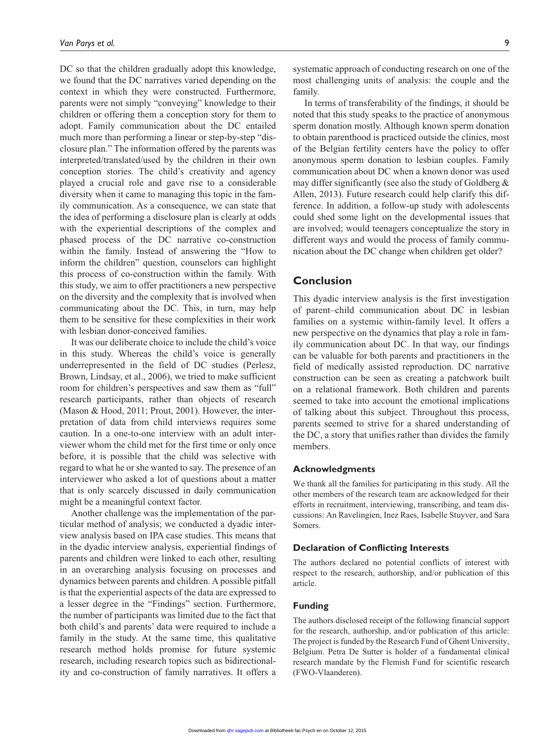DC so that the children gradually adopt this knowledge, we found that the DC narratives varied depending on the context in which they were constructed. Furthermore, parents were not simply "conveying" knowledge to their children or offering them a conception story for them to adopt. Family communication about the DC entailed much more than performing a linear or step-by-step "disclosure plan." The information offered by the parents was interpreted/translated/used by the children in their own conception stories. The child's creativity and agency played a crucial role and gave rise to a considerable diversity when it came to managing this topic in the family communication. As a consequence, we can state that the idea of performing a disclosure plan is clearly at odds with the experiential descriptions of the complex and phased process of the DC narrative co-construction within the family. Instead of answering the "How to inform the children" question, counselors can highlight this process of co-construction within the family. With this study, we aim to offer practitioners a new perspective on the diversity and the complexity that is involved when communicating about the DC. This, in turn, may help them to be sensitive for these complexities in their work with lesbian donor-conceived families.

It was our deliberate choice to include the child's voice in this study. Whereas the child's voice is generally underrepresented in the field of DC studies (Perlesz, Brown, Lindsay, et al., 2006), we tried to make sufficient room for children's perspectives and saw them as "full" research participants, rather than objects of research (Mason & Hood, 2011; Prout, 2001). However, the interpretation of data from child interviews requires some caution. In a one-to-one interview with an adult interviewer whom the child met for the first time or only once before, it is possible that the child was selective with regard to what he or she wanted to say. The presence of an interviewer who asked a lot of questions about a matter that is only scarcely discussed in daily communication might be a meaningful context factor.

Another challenge was the implementation of the particular method of analysis; we conducted a dyadic interview analysis based on IPA case studies. This means that in the dyadic interview analysis, experiential findings of parents and children were linked to each other, resulting in an overarching analysis focusing on processes and dynamics between parents and children. A possible pitfall is that the experiential aspects of the data are expressed to a lesser degree in the "Findings" section. Furthermore, the number of participants was limited due to the fact that both child's and parents' data were required to include a family in the study. At the same time, this qualitative research method holds promise for future systemic research, including research topics such as bidirectionality and co-construction of family narratives. It offers a systematic approach of conducting research on one of the most challenging units of analysis: the couple and the family.

In terms of transferability of the findings, it should be noted that this study speaks to the practice of anonymous sperm donation mostly. Although known sperm donation to obtain parenthood is practiced outside the clinics, most of the Belgian fertility centers have the policy to offer anonymous sperm donation to lesbian couples. Family communication about DC when a known donor was used may differ significantly (see also the study of Goldberg & Allen, 2013). Future research could help clarify this difference. In addition, a follow-up study with adolescents could shed some light on the developmental issues that are involved; would teenagers conceptualize the story in different ways and would the process of family communication about the DC change when children get older?

## Conclusion

This dyadic interview analysis is the first investigation of parent–child communication about DC in lesbian families on a systemic within-family level. It offers a new perspective on the dynamics that play a role in family communication about DC. In that way, our findings can be valuable for both parents and practitioners in the field of medically assisted reproduction. DC narrative construction can be seen as creating a patchwork built on a relational framework. Both children and parents seemed to take into account the emotional implications of talking about this subject. Throughout this process, parents seemed to strive for a shared understanding of the DC, a story that unifies rather than divides the family members.

### Acknowledgments

We thank all the families for participating in this study. All the other members of the research team are acknowledged for their efforts in recruitment, interviewing, transcribing, and team discussions: An Ravelingien, Inez Raes, Isabelle Stuyver, and Sara Somers.

### Declaration of Conflicting Interests

The authors declared no potential conflicts of interest with respect to the research, authorship, and/or publication of this article.

### Funding

The authors disclosed receipt of the following financial support for the research, authorship, and/or publication of this article: The project is funded by the Research Fund of Ghent University, Belgium. Petra De Sutter is holder of a fundamental clinical research mandate by the Flemish Fund for scientific research (FWO-Vlaanderen).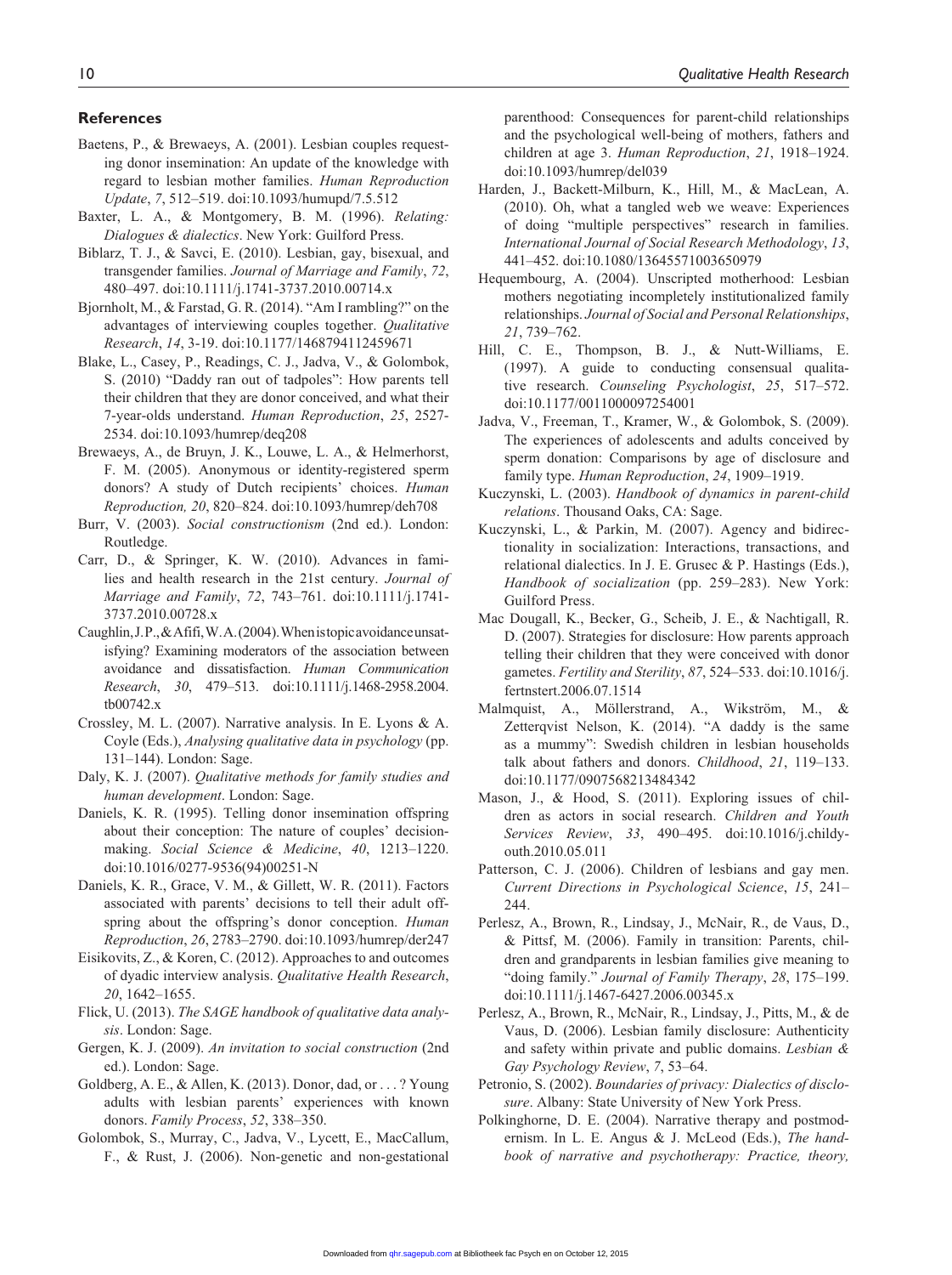## References

Baetens, P., & Brewaeys, A. (2001). Lesbian couples requesting donor insemination: An update of the knowledge with regard to lesbian mother families. *Human Reproduction Update*, *7*, 512–519. doi:10.1093/humupd/7.5.512

Baxter, L. A., & Montgomery, B. M. (1996). *Relating: Dialogues & dialectics*. New York: Guilford Press.

Biblarz, T. J., & Savci, E. (2010). Lesbian, gay, bisexual, and transgender families. *Journal of Marriage and Family*, *72*, 480–497. doi:10.1111/j.1741-3737.2010.00714.x

Bjornholt, M., & Farstad, G. R. (2014). "Am I rambling?" on the advantages of interviewing couples together. *Qualitative Research*, *14*, 3-19. doi:10.1177/1468794112459671

Blake, L., Casey, P., Readings, C. J., Jadva, V., & Golombok, S. (2010) "Daddy ran out of tadpoles": How parents tell their children that they are donor conceived, and what their 7-year-olds understand. *Human Reproduction*, *25*, 2527-2534. doi:10.1093/humrep/deq208

Brewaeys, A., de Bruyn, J. K., Louwe, L. A., & Helmerhorst, F. M. (2005). Anonymous or identity-registered sperm donors? A study of Dutch recipients' choices. *Human Reproduction, 20*, 820–824. doi:10.1093/humrep/deh708

Burr, V. (2003). *Social constructionism* (2nd ed.). London: Routledge.

Carr, D., & Springer, K. W. (2010). Advances in families and health research in the 21st century. *Journal of Marriage and Family*, *72*, 743–761. doi:10.1111/j.1741-3737.2010.00728.x

Caughlin, J. P., & Afifi, W. A. (2004). When is topic avoidance unsatisfying? Examining moderators of the association between avoidance and dissatisfaction. *Human Communication Research*, *30*, 479–513. doi:10.1111/j.1468-2958.2004.tb00742.x

Crossley, M. L. (2007). Narrative analysis. In E. Lyons & A. Coyle (Eds.), *Analysing qualitative data in psychology* (pp. 131–144). London: Sage.

Daly, K. J. (2007). *Qualitative methods for family studies and human development*. London: Sage.

Daniels, K. R. (1995). Telling donor insemination offspring about their conception: The nature of couples' decision-making. *Social Science & Medicine*, *40*, 1213–1220. doi:10.1016/0277-9536(94)00251-N

Daniels, K. R., Grace, V. M., & Gillett, W. R. (2011). Factors associated with parents' decisions to tell their adult offspring about the offspring's donor conception. *Human Reproduction*, *26*, 2783–2790. doi:10.1093/humrep/der247

Eisikovits, Z., & Koren, C. (2012). Approaches to and outcomes of dyadic interview analysis. *Qualitative Health Research*, *20*, 1642–1655.

Flick, U. (2013). *The SAGE handbook of qualitative data analysis*. London: Sage.

Gergen, K. J. (2009). *An invitation to social construction* (2nd ed.). London: Sage.

Goldberg, A. E., & Allen, K. (2013). Donor, dad, or . . . ? Young adults with lesbian parents' experiences with known donors. *Family Process*, *52*, 338–350.

Golombok, S., Murray, C., Jadva, V., Lycett, E., MacCallum, F., & Rust, J. (2006). Non-genetic and non-gestational parenthood: Consequences for parent-child relationships and the psychological well-being of mothers, fathers and children at age 3. *Human Reproduction*, *21*, 1918–1924. doi:10.1093/humrep/del039

Harden, J., Backett-Milburn, K., Hill, M., & MacLean, A. (2010). Oh, what a tangled web we weave: Experiences of doing "multiple perspectives" research in families. *International Journal of Social Research Methodology*, *13*, 441–452. doi:10.1080/13645571003650979

Hequembourg, A. (2004). Unscripted motherhood: Lesbian mothers negotiating incompletely institutionalized family relationships. *Journal of Social and Personal Relationships*, *21*, 739–762.

Hill, C. E., Thompson, B. J., & Nutt-Williams, E. (1997). A guide to conducting consensual qualitative research. *Counseling Psychologist*, *25*, 517–572. doi:10.1177/0011000097254001

Jadva, V., Freeman, T., Kramer, W., & Golombok, S. (2009). The experiences of adolescents and adults conceived by sperm donation: Comparisons by age of disclosure and family type. *Human Reproduction*, *24*, 1909–1919.

Kuczynski, L. (2003). *Handbook of dynamics in parent-child relations*. Thousand Oaks, CA: Sage.

Kuczynski, L., & Parkin, M. (2007). Agency and bidirectionality in socialization: Interactions, transactions, and relational dialectics. In J. E. Grusec & P. Hastings (Eds.), *Handbook of socialization* (pp. 259–283). New York: Guilford Press.

Mac Dougall, K., Becker, G., Scheib, J. E., & Nachtigall, R. D. (2007). Strategies for disclosure: How parents approach telling their children that they were conceived with donor gametes. *Fertility and Sterility*, *87*, 524–533. doi:10.1016/j.fertnstert.2006.07.1514

Malmquist, A., Möllerstrand, A., Wikström, M., & Zetterqvist Nelson, K. (2014). "A daddy is the same as a mummy": Swedish children in lesbian households talk about fathers and donors. *Childhood*, *21*, 119–133. doi:10.1177/0907568213484342

Mason, J., & Hood, S. (2011). Exploring issues of children as actors in social research. *Children and Youth Services Review*, *33*, 490–495. doi:10.1016/j.childyouth.2010.05.011

Patterson, C. J. (2006). Children of lesbians and gay men. *Current Directions in Psychological Science*, *15*, 241–244.

Perlesz, A., Brown, R., Lindsay, J., McNair, R., de Vaus, D., & Pittsf, M. (2006). Family in transition: Parents, children and grandparents in lesbian families give meaning to "doing family." *Journal of Family Therapy*, *28*, 175–199. doi:10.1111/j.1467-6427.2006.00345.x

Perlesz, A., Brown, R., McNair, R., Lindsay, J., Pitts, M., & de Vaus, D. (2006). Lesbian family disclosure: Authenticity and safety within private and public domains. *Lesbian & Gay Psychology Review*, *7*, 53–64.

Petronio, S. (2002). *Boundaries of privacy: Dialectics of disclosure*. Albany: State University of New York Press.

Polkinghorne, D. E. (2004). Narrative therapy and postmodernism. In L. E. Angus & J. McLeod (Eds.), *The handbook of narrative and psychotherapy: Practice, theory,*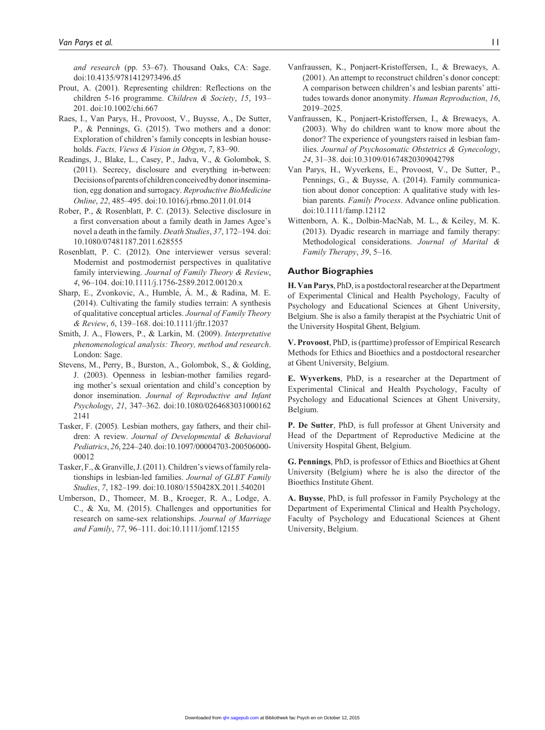*and research* (pp. 53–67). Thousand Oaks, CA: Sage. doi:10.4135/9781412973496.d5

Prout, A. (2001). Representing children: Reflections on the children 5-16 programme. *Children & Society*, *15*, 193–201. doi:10.1002/chi.667

Raes, I., Van Parys, H., Provoost, V., Buysse, A., De Sutter, P., & Pennings, G. (2015). Two mothers and a donor: Exploration of children's family concepts in lesbian households. *Facts, Views & Vision in Obgyn*, *7*, 83–90.

Readings, J., Blake, L., Casey, P., Jadva, V., & Golombok, S. (2011). Secrecy, disclosure and everything in-between: Decisions of parents of children conceived by donor insemination, egg donation and surrogacy. *Reproductive BioMedicine Online*, *22*, 485–495. doi:10.1016/j.rbmo.2011.01.014

Rober, P., & Rosenblatt, P. C. (2013). Selective disclosure in a first conversation about a family death in James Agee's novel a death in the family. *Death Studies*, *37*, 172–194. doi:10.1080/07481187.2011.628555

Rosenblatt, P. C. (2012). One interviewer versus several: Modernist and postmodernist perspectives in qualitative family interviewing. *Journal of Family Theory & Review*, *4*, 96–104. doi:10.1111/j.1756-2589.2012.00120.x

Sharp, E., Zvonkovic, A., Humble, Á. M., & Radina, M. E. (2014). Cultivating the family studies terrain: A synthesis of qualitative conceptual articles. *Journal of Family Theory & Review*, *6*, 139–168. doi:10.1111/jftr.12037

Smith, J. A., Flowers, P., & Larkin, M. (2009). *Interpretative phenomenological analysis: Theory, method and research*. London: Sage.

Stevens, M., Perry, B., Burston, A., Golombok, S., & Golding, J. (2003). Openness in lesbian-mother families regarding mother's sexual orientation and child's conception by donor insemination. *Journal of Reproductive and Infant Psychology*, *21*, 347–362. doi:10.1080/0264683031000162141

Tasker, F. (2005). Lesbian mothers, gay fathers, and their children: A review. *Journal of Developmental & Behavioral Pediatrics*, *26*, 224–240. doi:10.1097/00004703-200506000-00012

Tasker, F., & Granville, J. (2011). Children's views of family relationships in lesbian-led families. *Journal of GLBT Family Studies*, *7*, 182–199. doi:10.1080/1550428X.2011.540201

Umberson, D., Thomeer, M. B., Kroeger, R. A., Lodge, A. C., & Xu, M. (2015). Challenges and opportunities for research on same-sex relationships. *Journal of Marriage and Family*, *77*, 96–111. doi:10.1111/jomf.12155

Vanfraussen, K., Ponjaert-Kristoffersen, I., & Brewaeys, A. (2001). An attempt to reconstruct children's donor concept: A comparison between children's and lesbian parents' attitudes towards donor anonymity. *Human Reproduction*, *16*, 2019–2025.

Vanfraussen, K., Ponjaert-Kristoffersen, I., & Brewaeys, A. (2003). Why do children want to know more about the donor? The experience of youngsters raised in lesbian families. *Journal of Psychosomatic Obstetrics & Gynecology*, *24*, 31–38. doi:10.3109/01674820309042798

Van Parys, H., Wyverkens, E., Provoost, V., De Sutter, P., Pennings, G., & Buysse, A. (2014). Family communication about donor conception: A qualitative study with lesbian parents. *Family Process*. Advance online publication. doi:10.1111/famp.12112

Wittenborn, A. K., Dolbin-MacNab, M. L., & Keiley, M. K. (2013). Dyadic research in marriage and family therapy: Methodological considerations. *Journal of Marital & Family Therapy*, *39*, 5–16.

## Author Biographies

**H. Van Parys**, PhD, is a postdoctoral researcher at the Department of Experimental Clinical and Health Psychology, Faculty of Psychology and Educational Sciences at Ghent University, Belgium. She is also a family therapist at the Psychiatric Unit of the University Hospital Ghent, Belgium.

**V. Provoost**, PhD, is (parttime) professor of Empirical Research Methods for Ethics and Bioethics and a postdoctoral researcher at Ghent University, Belgium.

**E. Wyverkens**, PhD, is a researcher at the Department of Experimental Clinical and Health Psychology, Faculty of Psychology and Educational Sciences at Ghent University, Belgium.

**P. De Sutter**, PhD, is full professor at Ghent University and Head of the Department of Reproductive Medicine at the University Hospital Ghent, Belgium.

**G. Pennings**, PhD, is professor of Ethics and Bioethics at Ghent University (Belgium) where he is also the director of the Bioethics Institute Ghent.

**A. Buysse**, PhD, is full professor in Family Psychology at the Department of Experimental Clinical and Health Psychology, Faculty of Psychology and Educational Sciences at Ghent University, Belgium.